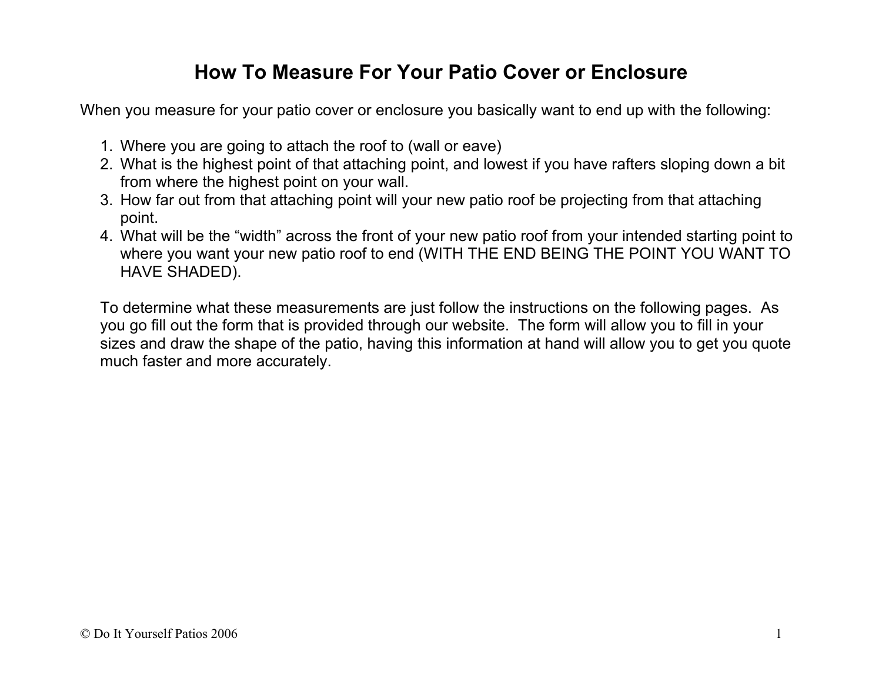# How To Measure For Your Patio Cover or Enclosure

When you measure for your patio cover or enclosure you basically want to end up with the following:

1. Where you are going to attach the roof to (wall or eave)
2. What is the highest point of that attaching point, and lowest if you have rafters sloping down a bit from where the highest point on your wall.
3. How far out from that attaching point will your new patio roof be projecting from that attaching point.
4. What will be the "width" across the front of your new patio roof from your intended starting point to where you want your new patio roof to end (WITH THE END BEING THE POINT YOU WANT TO HAVE SHADED).

To determine what these measurements are just follow the instructions on the following pages. As you go fill out the form that is provided through our website. The form will allow you to fill in your sizes and draw the shape of the patio, having this information at hand will allow you to get you quote much faster and more accurately.

© Do It Yourself Patios 2006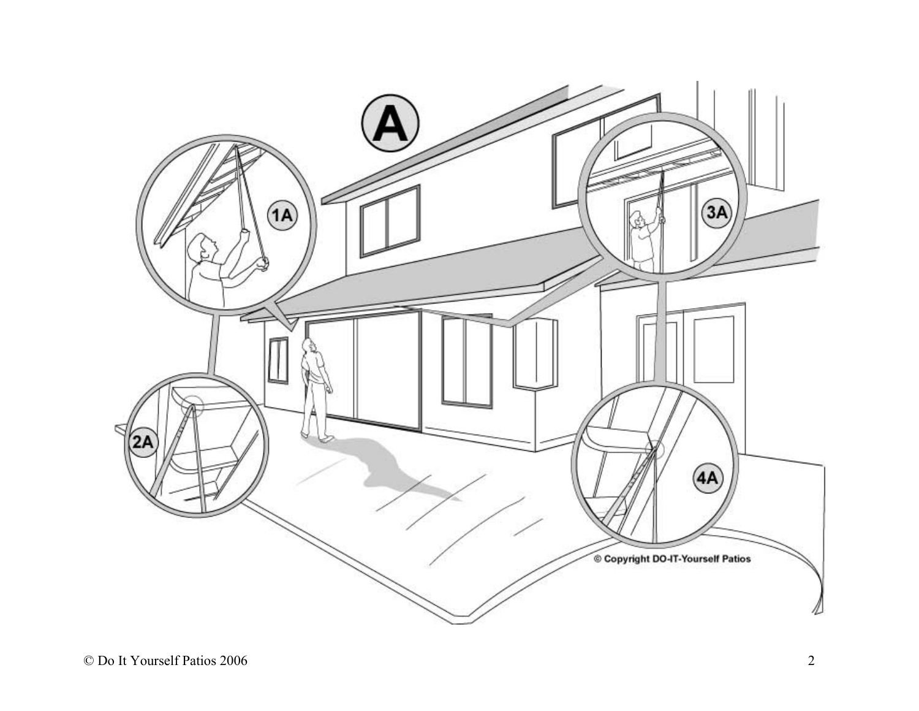A

1A

2A

3A

4A

© Copyright DO-IT-Yourself Patios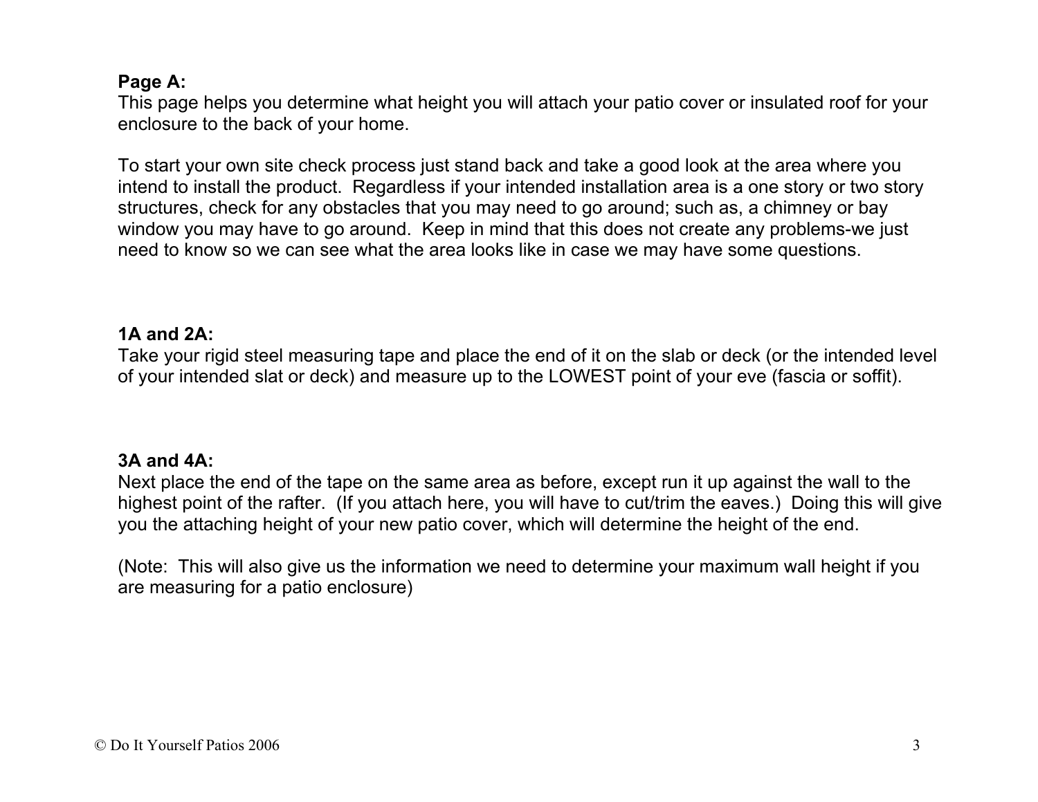**Page A:**
This page helps you determine what height you will attach your patio cover or insulated roof for your enclosure to the back of your home.

To start your own site check process just stand back and take a good look at the area where you intend to install the product. Regardless if your intended installation area is a one story or two story structures, check for any obstacles that you may need to go around; such as, a chimney or bay window you may have to go around. Keep in mind that this does not create any problems-we just need to know so we can see what the area looks like in case we may have some questions.

**1A and 2A:**
Take your rigid steel measuring tape and place the end of it on the slab or deck (or the intended level of your intended slat or deck) and measure up to the LOWEST point of your eve (fascia or soffit).

**3A and 4A:**
Next place the end of the tape on the same area as before, except run it up against the wall to the highest point of the rafter. (If you attach here, you will have to cut/trim the eaves.) Doing this will give you the attaching height of your new patio cover, which will determine the height of the end.

(Note: This will also give us the information we need to determine your maximum wall height if you are measuring for a patio enclosure)

© Do It Yourself Patios 2006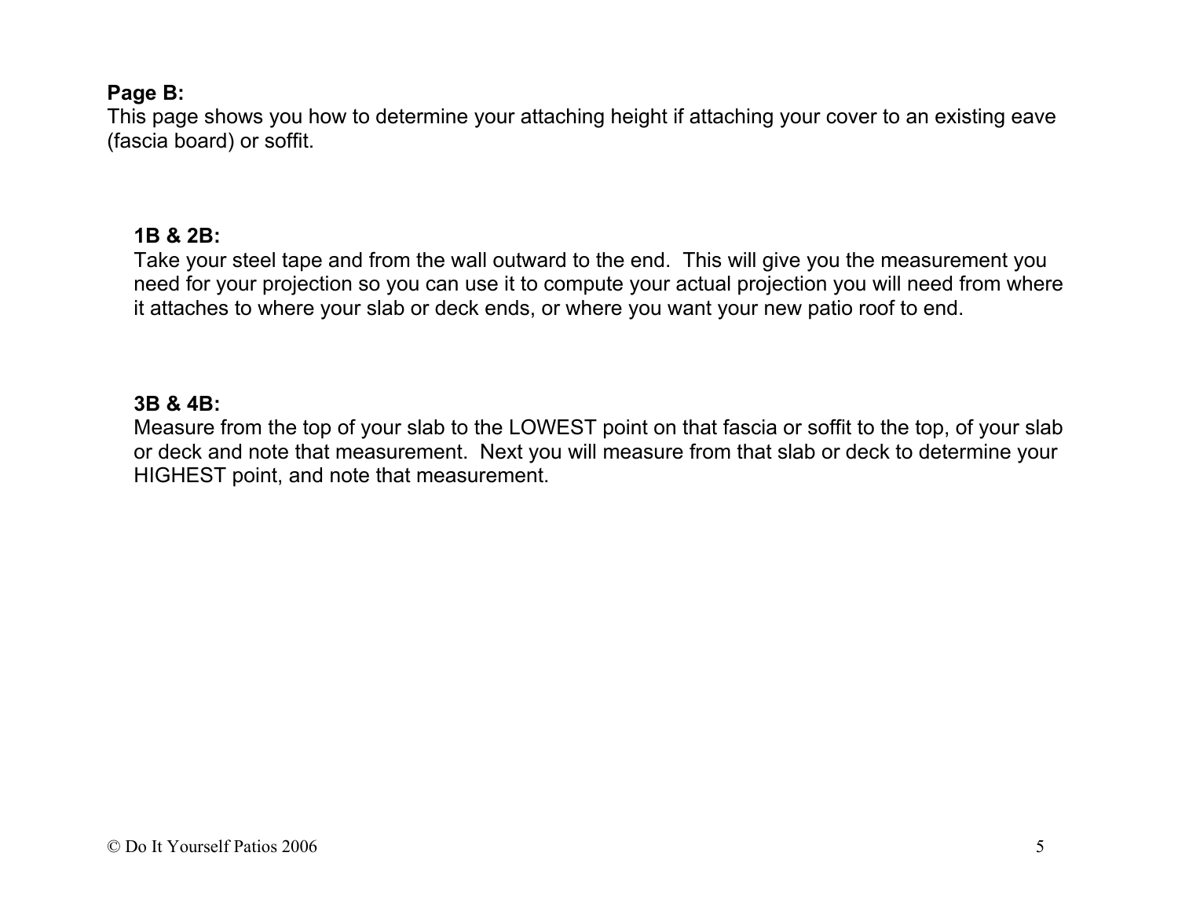**Page B:**
This page shows you how to determine your attaching height if attaching your cover to an existing eave (fascia board) or soffit.

**1B & 2B:**
Take your steel tape and from the wall outward to the end. This will give you the measurement you need for your projection so you can use it to compute your actual projection you will need from where it attaches to where your slab or deck ends, or where you want your new patio roof to end.

**3B & 4B:**
Measure from the top of your slab to the LOWEST point on that fascia or soffit to the top, of your slab or deck and note that measurement. Next you will measure from that slab or deck to determine your HIGHEST point, and note that measurement.

© Do It Yourself Patios 2006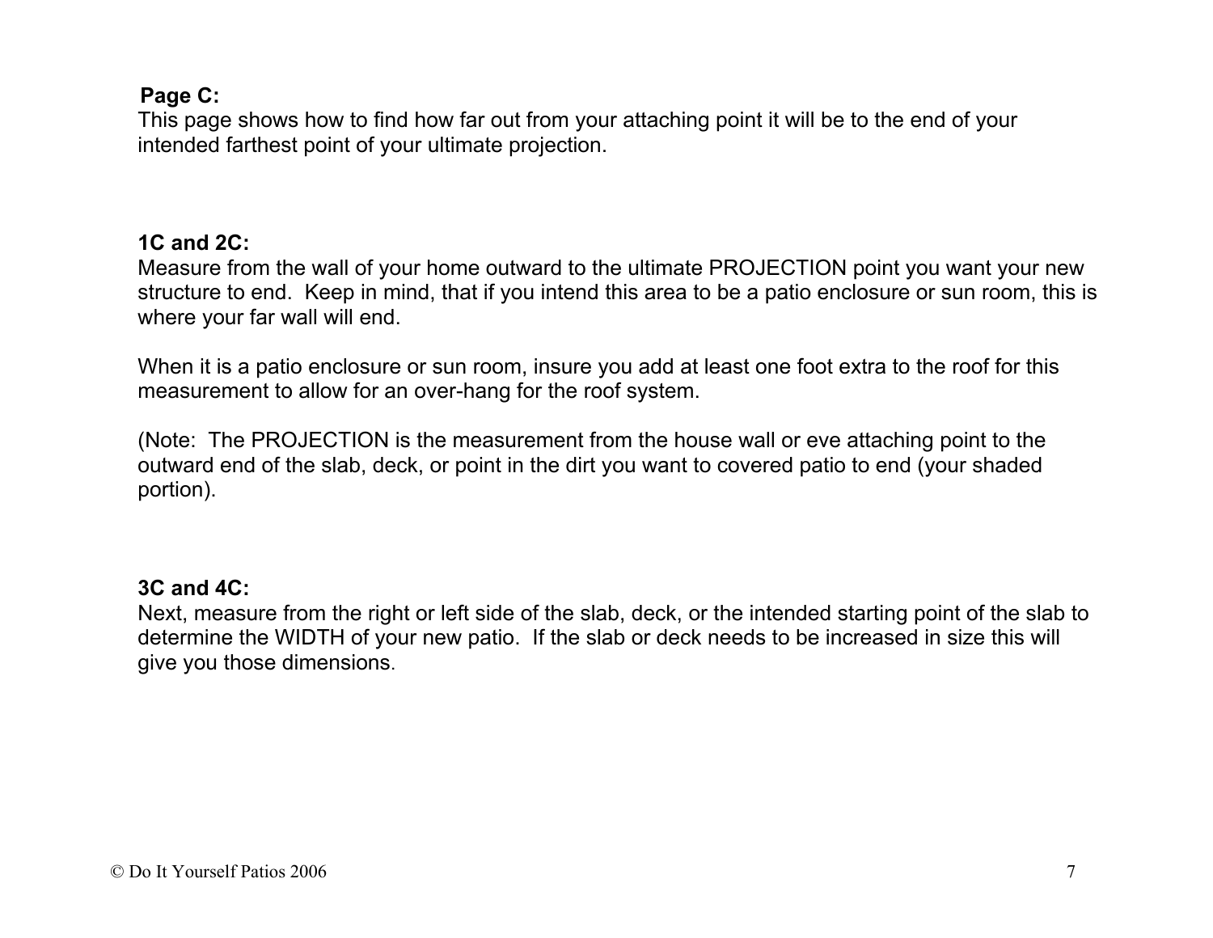**Page C:**

This page shows how to find how far out from your attaching point it will be to the end of your intended farthest point of your ultimate projection.

**1C and 2C:**

Measure from the wall of your home outward to the ultimate PROJECTION point you want your new structure to end. Keep in mind, that if you intend this area to be a patio enclosure or sun room, this is where your far wall will end.

When it is a patio enclosure or sun room, insure you add at least one foot extra to the roof for this measurement to allow for an over-hang for the roof system.

(Note: The PROJECTION is the measurement from the house wall or eve attaching point to the outward end of the slab, deck, or point in the dirt you want to covered patio to end (your shaded portion).

**3C and 4C:**

Next, measure from the right or left side of the slab, deck, or the intended starting point of the slab to determine the WIDTH of your new patio. If the slab or deck needs to be increased in size this will give you those dimensions.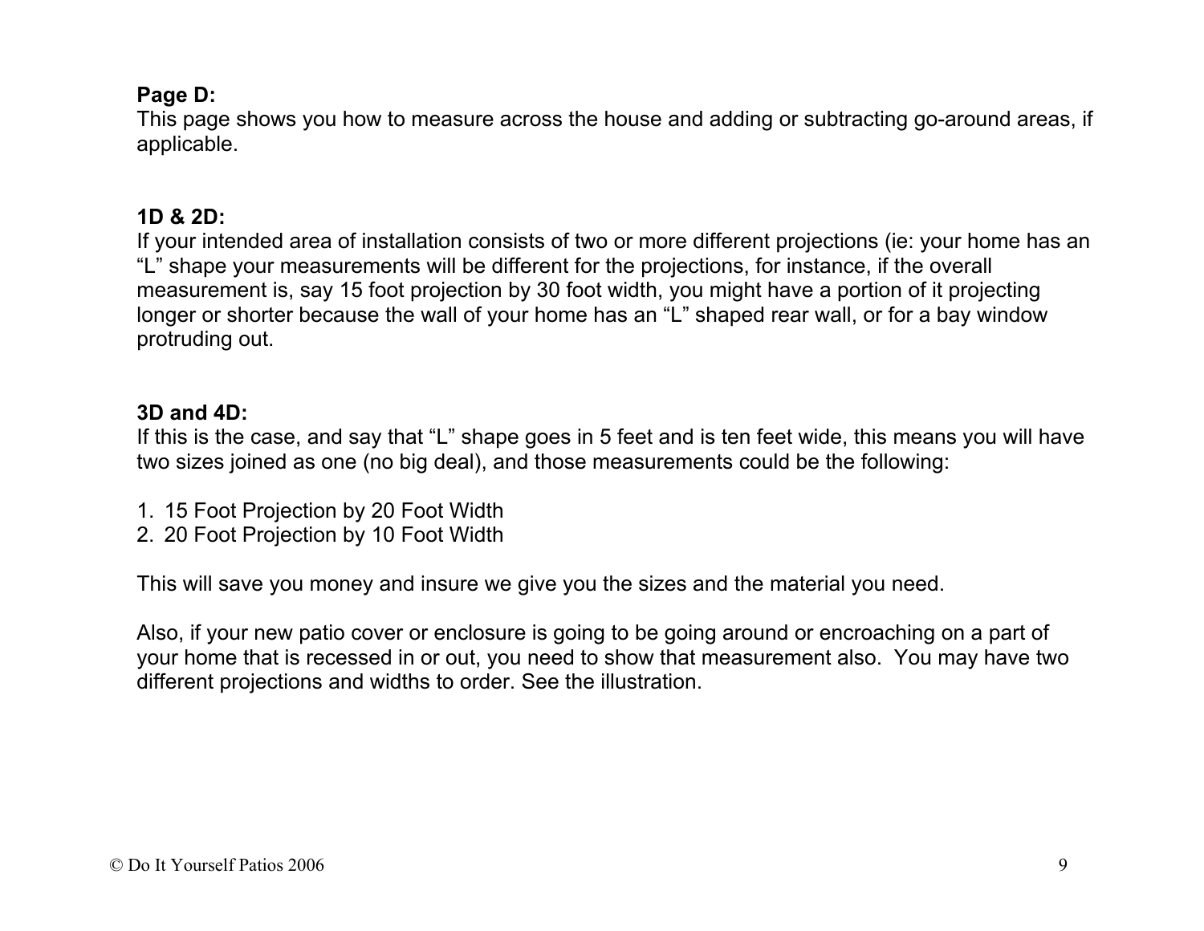**Page D:**
This page shows you how to measure across the house and adding or subtracting go-around areas, if applicable.

**1D & 2D:**
If your intended area of installation consists of two or more different projections (ie: your home has an "L" shape your measurements will be different for the projections, for instance, if the overall measurement is, say 15 foot projection by 30 foot width, you might have a portion of it projecting longer or shorter because the wall of your home has an "L" shaped rear wall, or for a bay window protruding out.

**3D and 4D:**
If this is the case, and say that "L" shape goes in 5 feet and is ten feet wide, this means you will have two sizes joined as one (no big deal), and those measurements could be the following:

1. 15 Foot Projection by 20 Foot Width
2. 20 Foot Projection by 10 Foot Width

This will save you money and insure we give you the sizes and the material you need.

Also, if your new patio cover or enclosure is going to be going around or encroaching on a part of your home that is recessed in or out, you need to show that measurement also. You may have two different projections and widths to order. See the illustration.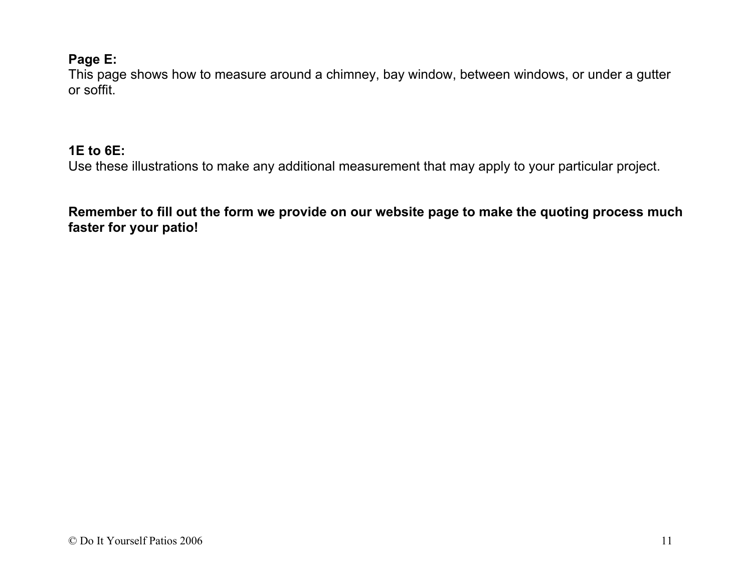**Page E:**
This page shows how to measure around a chimney, bay window, between windows, or under a gutter or soffit.

**1E to 6E:**
Use these illustrations to make any additional measurement that may apply to your particular project.

**Remember to fill out the form we provide on our website page to make the quoting process much faster for your patio!**